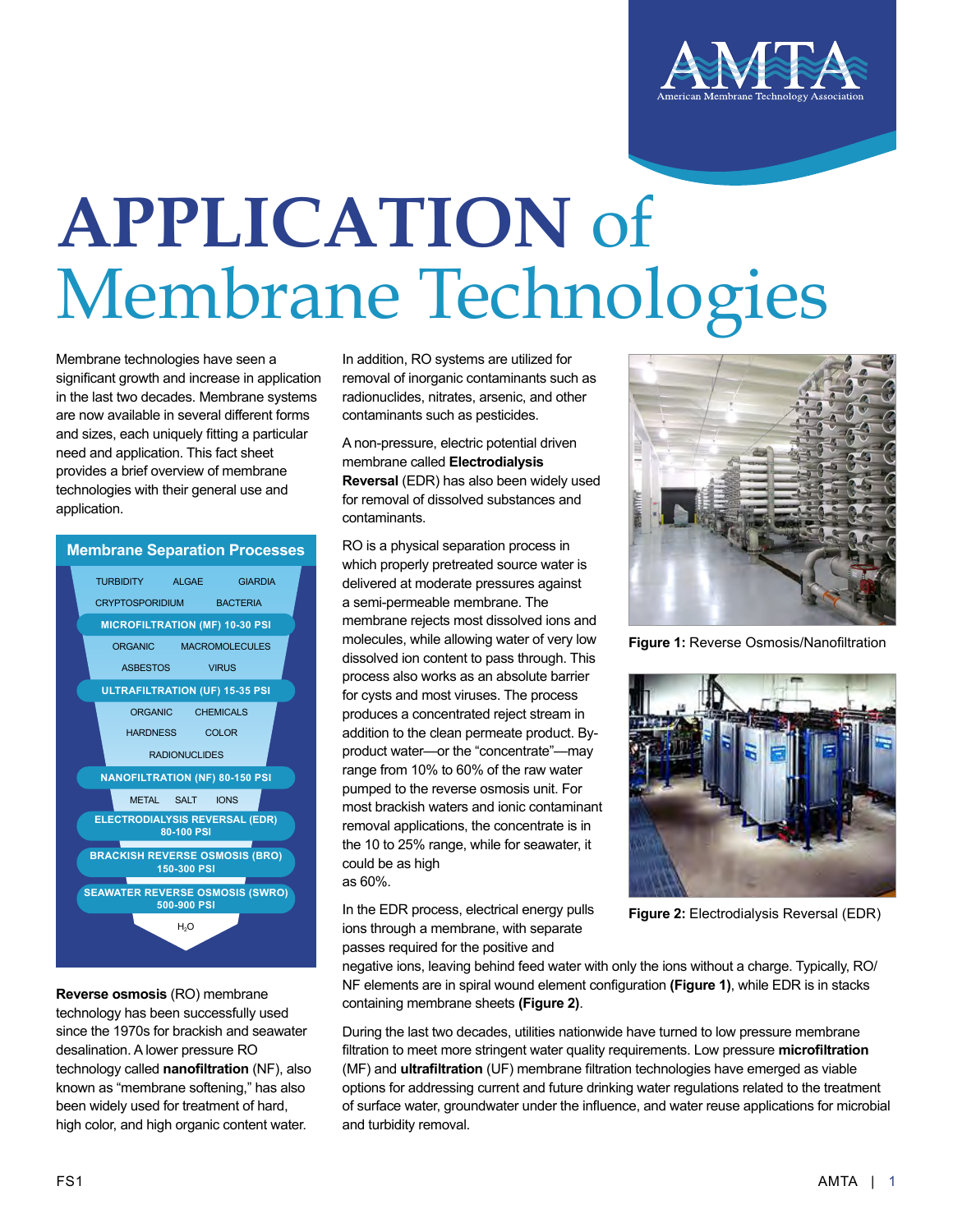# APPLICATION of Membrane Technologies

Membrane technologies have seen a significant growth and increase in application in the last two decades. Membrane systems are now available in several different forms and sizes, each uniquely fitting a particular need and application. This fact sheet provides a brief overview of membrane technologies with their general use and application.

## Membrane Separation Processes

TURBIDITY ALGAE GIARDIA
CRYPTOSPORIDIUM BACTERIA

**MICROFILTRATION (MF) 10-30 PSI**

ORGANIC MACROMOLECULES
ASBESTOS VIRUS

**ULTRAFILTRATION (UF) 15-35 PSI**

ORGANIC CHEMICALS
HARDNESS COLOR
RADIONUCLIDES

**NANOFILTRATION (NF) 80-150 PSI**

METAL SALT IONS

**ELECTRODIALYSIS REVERSAL (EDR) 80-100 PSI**

**BRACKISH REVERSE OSMOSIS (BRO) 150-300 PSI**

**SEAWATER REVERSE OSMOSIS (SWRO) 500-900 PSI**

$H_2O$

**Reverse osmosis** (RO) membrane technology has been successfully used since the 1970s for brackish and seawater desalination. A lower pressure RO technology called **nanofiltration** (NF), also known as "membrane softening," has also been widely used for treatment of hard, high color, and high organic content water.

In addition, RO systems are utilized for removal of inorganic contaminants such as radionuclides, nitrates, arsenic, and other contaminants such as pesticides.

A non-pressure, electric potential driven membrane called **Electrodialysis Reversal** (EDR) has also been widely used for removal of dissolved substances and contaminants.

RO is a physical separation process in which properly pretreated source water is delivered at moderate pressures against a semi-permeable membrane. The membrane rejects most dissolved ions and molecules, while allowing water of very low dissolved ion content to pass through. This process also works as an absolute barrier for cysts and most viruses. The process produces a concentrated reject stream in addition to the clean permeate product. By-product water—or the "concentrate"—may range from 10% to 60% of the raw water pumped to the reverse osmosis unit. For most brackish waters and ionic contaminant removal applications, the concentrate is in the 10 to 25% range, while for seawater, it could be as high as 60%.

In the EDR process, electrical energy pulls ions through a membrane, with separate passes required for the positive and negative ions, leaving behind feed water with only the ions without a charge. Typically, RO/NF elements are in spiral wound element configuration **(Figure 1)**, while EDR is in stacks containing membrane sheets **(Figure 2)**.

**Figure 1:** Reverse Osmosis/Nanofiltration

**Figure 2:** Electrodialysis Reversal (EDR)

During the last two decades, utilities nationwide have turned to low pressure membrane filtration to meet more stringent water quality requirements. Low pressure **microfiltration** (MF) and **ultrafiltration** (UF) membrane filtration technologies have emerged as viable options for addressing current and future drinking water regulations related to the treatment of surface water, groundwater under the influence, and water reuse applications for microbial and turbidity removal.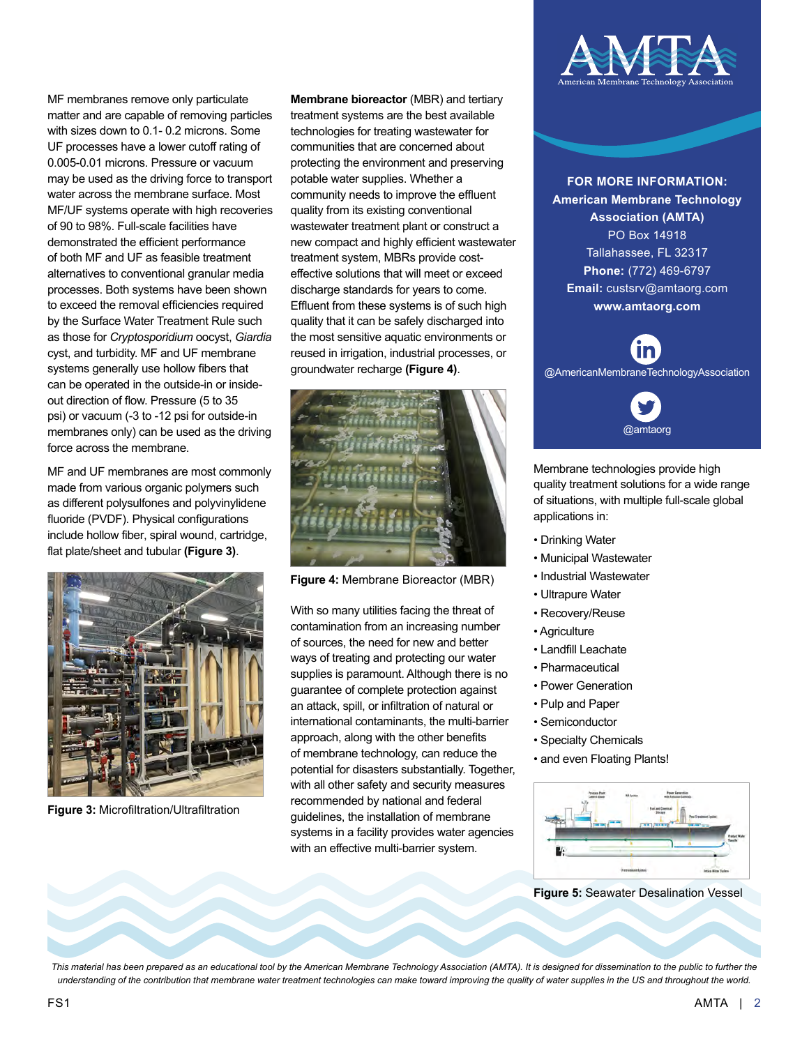MF membranes remove only particulate matter and are capable of removing particles with sizes down to 0.1- 0.2 microns. Some UF processes have a lower cutoff rating of 0.005-0.01 microns. Pressure or vacuum may be used as the driving force to transport water across the membrane surface. Most MF/UF systems operate with high recoveries of 90 to 98%. Full-scale facilities have demonstrated the efficient performance of both MF and UF as feasible treatment alternatives to conventional granular media processes. Both systems have been shown to exceed the removal efficiencies required by the Surface Water Treatment Rule such as those for *Cryptosporidium* oocyst, *Giardia* cyst, and turbidity. MF and UF membrane systems generally use hollow fibers that can be operated in the outside-in or inside-out direction of flow. Pressure (5 to 35 psi) or vacuum (-3 to -12 psi for outside-in membranes only) can be used as the driving force across the membrane.

MF and UF membranes are most commonly made from various organic polymers such as different polysulfones and polyvinylidene fluoride (PVDF). Physical configurations include hollow fiber, spiral wound, cartridge, flat plate/sheet and tubular **(Figure 3)**.

**Figure 3:** Microfiltration/Ultrafiltration

**Membrane bioreactor** (MBR) and tertiary treatment systems are the best available technologies for treating wastewater for communities that are concerned about protecting the environment and preserving potable water supplies. Whether a community needs to improve the effluent quality from its existing conventional wastewater treatment plant or construct a new compact and highly efficient wastewater treatment system, MBRs provide cost-effective solutions that will meet or exceed discharge standards for years to come. Effluent from these systems is of such high quality that it can be safely discharged into the most sensitive aquatic environments or reused in irrigation, industrial processes, or groundwater recharge **(Figure 4)**.

**Figure 4:** Membrane Bioreactor (MBR)

With so many utilities facing the threat of contamination from an increasing number of sources, the need for new and better ways of treating and protecting our water supplies is paramount. Although there is no guarantee of complete protection against an attack, spill, or infiltration of natural or international contaminants, the multi-barrier approach, along with the other benefits of membrane technology, can reduce the potential for disasters substantially. Together, with all other safety and security measures recommended by national and federal guidelines, the installation of membrane systems in a facility provides water agencies with an effective multi-barrier system.

AMTA
American Membrane Technology Association

**FOR MORE INFORMATION:**
**American Membrane Technology Association (AMTA)**
PO Box 14918
Tallahassee, FL 32317
**Phone:** (772) 469-6797
**Email:** custsrv@amtaorg.com
**www.amtaorg.com**

@AmericanMembraneTechnologyAssociation

@amtaorg

Membrane technologies provide high quality treatment solutions for a wide range of situations, with multiple full-scale global applications in:

- Drinking Water
- Municipal Wastewater
- Industrial Wastewater
- Ultrapure Water
- Recovery/Reuse
- Agriculture
- Landfill Leachate
- Pharmaceutical
- Power Generation
- Pulp and Paper
- Semiconductor
- Specialty Chemicals
- and even Floating Plants!

**Figure 5:** Seawater Desalination Vessel

*This material has been prepared as an educational tool by the American Membrane Technology Association (AMTA). It is designed for dissemination to the public to further the understanding of the contribution that membrane water treatment technologies can make toward improving the quality of water supplies in the US and throughout the world.*